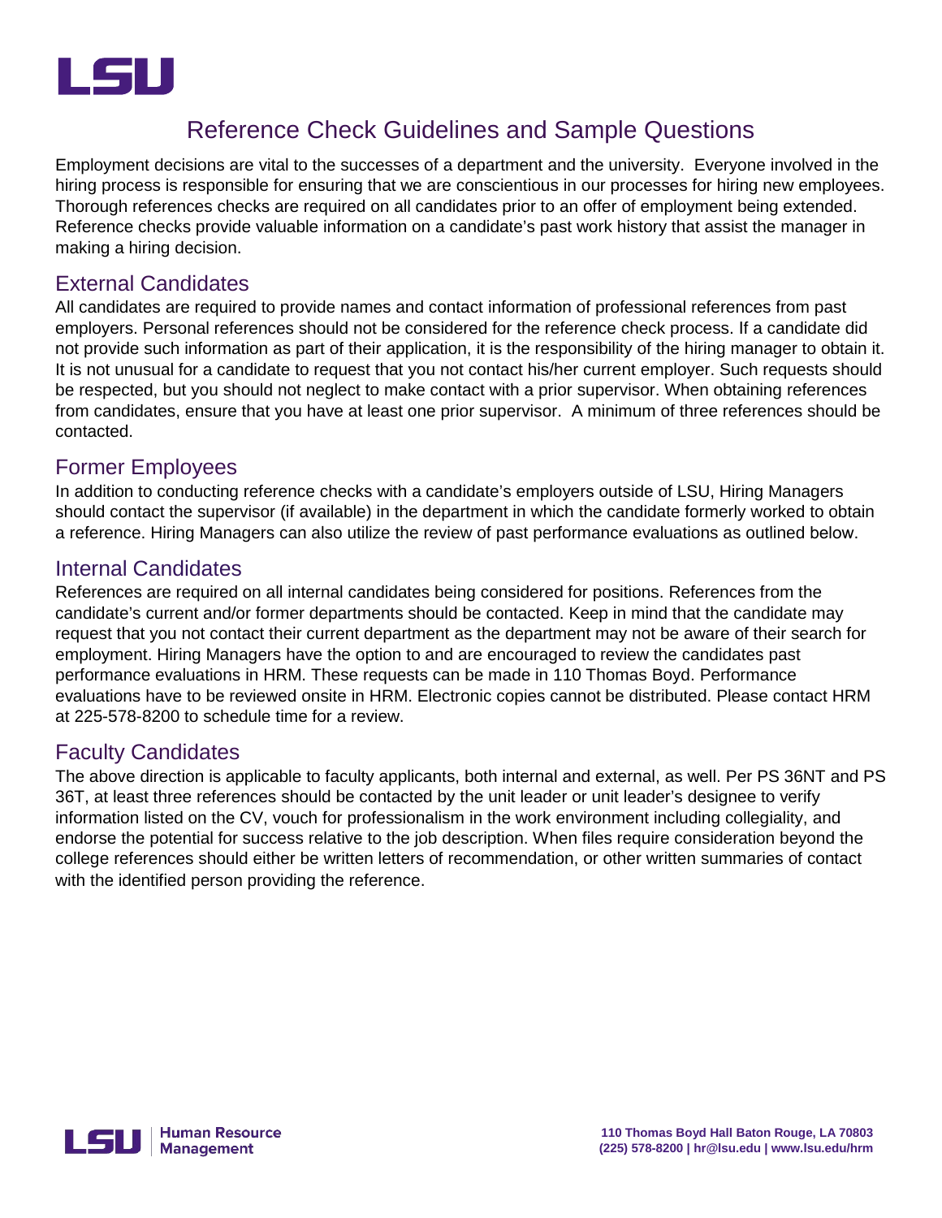# Reference Check Guidelines and Sample Questions

Employment decisions are vital to the successes of a department and the university. Everyone involved in the hiring process is responsible for ensuring that we are conscientious in our processes for hiring new employees. Thorough references checks are required on all candidates prior to an offer of employment being extended. Reference checks provide valuable information on a candidate's past work history that assist the manager in making a hiring decision.

## External Candidates

All candidates are required to provide names and contact information of professional references from past employers. Personal references should not be considered for the reference check process. If a candidate did not provide such information as part of their application, it is the responsibility of the hiring manager to obtain it. It is not unusual for a candidate to request that you not contact his/her current employer. Such requests should be respected, but you should not neglect to make contact with a prior supervisor. When obtaining references from candidates, ensure that you have at least one prior supervisor. A minimum of three references should be contacted.

## Former Employees

In addition to conducting reference checks with a candidate's employers outside of LSU, Hiring Managers should contact the supervisor (if available) in the department in which the candidate formerly worked to obtain a reference. Hiring Managers can also utilize the review of past performance evaluations as outlined below.

## Internal Candidates

References are required on all internal candidates being considered for positions. References from the candidate's current and/or former departments should be contacted. Keep in mind that the candidate may request that you not contact their current department as the department may not be aware of their search for employment. Hiring Managers have the option to and are encouraged to review the candidates past performance evaluations in HRM. These requests can be made in 110 Thomas Boyd. Performance evaluations have to be reviewed onsite in HRM. Electronic copies cannot be distributed. Please contact HRM at 225-578-8200 to schedule time for a review.

## Faculty Candidates

The above direction is applicable to faculty applicants, both internal and external, as well. Per PS 36NT and PS 36T, at least three references should be contacted by the unit leader or unit leader's designee to verify information listed on the CV, vouch for professionalism in the work environment including collegiality, and endorse the potential for success relative to the job description. When files require consideration beyond the college references should either be written letters of recommendation, or other written summaries of contact with the identified person providing the reference.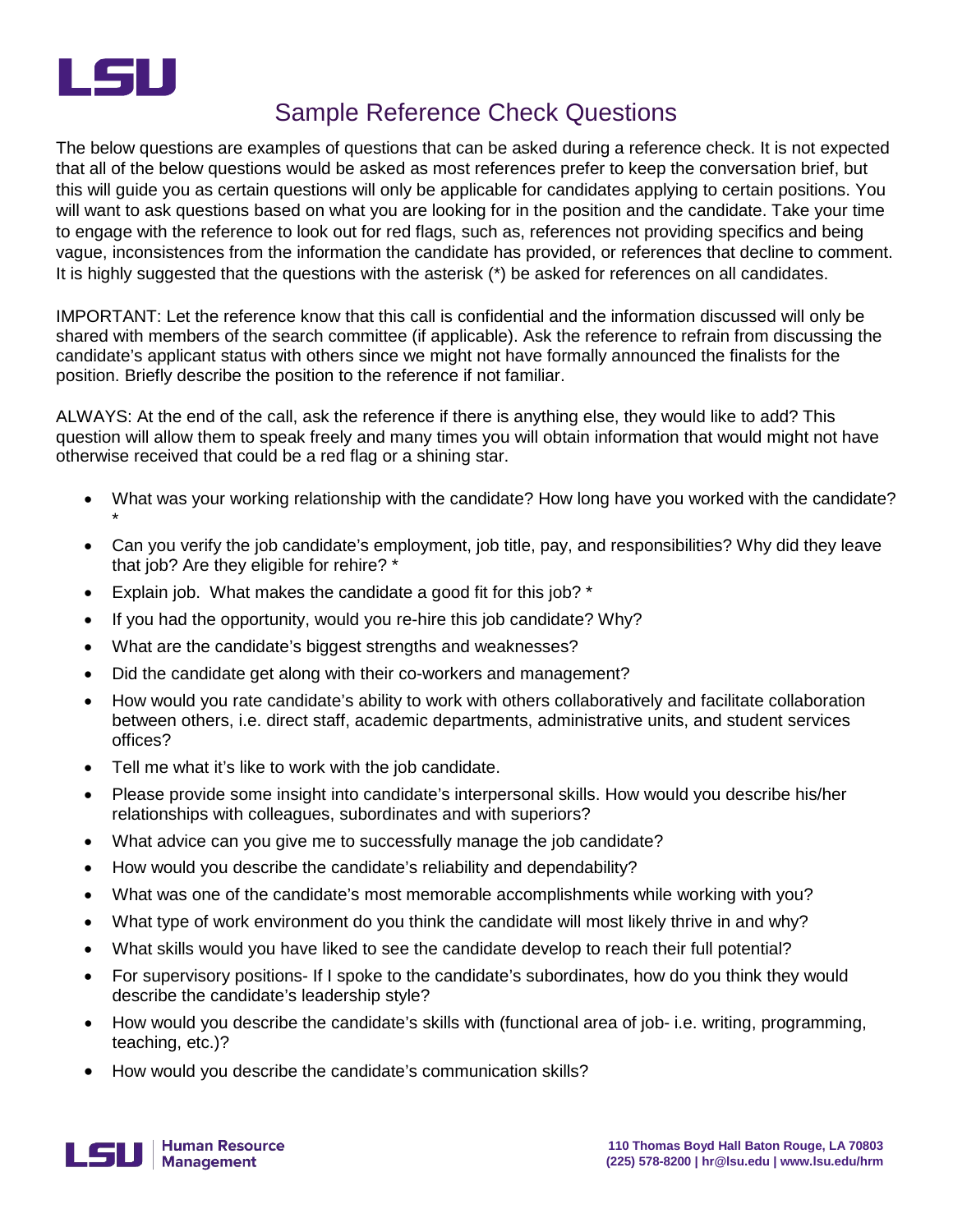# Sample Reference Check Questions

The below questions are examples of questions that can be asked during a reference check. It is not expected that all of the below questions would be asked as most references prefer to keep the conversation brief, but this will guide you as certain questions will only be applicable for candidates applying to certain positions. You will want to ask questions based on what you are looking for in the position and the candidate. Take your time to engage with the reference to look out for red flags, such as, references not providing specifics and being vague, inconsistences from the information the candidate has provided, or references that decline to comment. It is highly suggested that the questions with the asterisk (*) be asked for references on all candidates.

IMPORTANT: Let the reference know that this call is confidential and the information discussed will only be shared with members of the search committee (if applicable). Ask the reference to refrain from discussing the candidate's applicant status with others since we might not have formally announced the finalists for the position. Briefly describe the position to the reference if not familiar.

ALWAYS: At the end of the call, ask the reference if there is anything else, they would like to add? This question will allow them to speak freely and many times you will obtain information that would might not have otherwise received that could be a red flag or a shining star.

- What was your working relationship with the candidate? How long have you worked with the candidate? *
- Can you verify the job candidate's employment, job title, pay, and responsibilities? Why did they leave that job? Are they eligible for rehire? *
- Explain job. What makes the candidate a good fit for this job? *
- If you had the opportunity, would you re-hire this job candidate? Why?
- What are the candidate's biggest strengths and weaknesses?
- Did the candidate get along with their co-workers and management?
- How would you rate candidate's ability to work with others collaboratively and facilitate collaboration between others, i.e. direct staff, academic departments, administrative units, and student services offices?
- Tell me what it's like to work with the job candidate.
- Please provide some insight into candidate's interpersonal skills. How would you describe his/her relationships with colleagues, subordinates and with superiors?
- What advice can you give me to successfully manage the job candidate?
- How would you describe the candidate's reliability and dependability?
- What was one of the candidate's most memorable accomplishments while working with you?
- What type of work environment do you think the candidate will most likely thrive in and why?
- What skills would you have liked to see the candidate develop to reach their full potential?
- For supervisory positions- If I spoke to the candidate's subordinates, how do you think they would describe the candidate's leadership style?
- How would you describe the candidate's skills with (functional area of job- i.e. writing, programming, teaching, etc.)?
- How would you describe the candidate's communication skills?